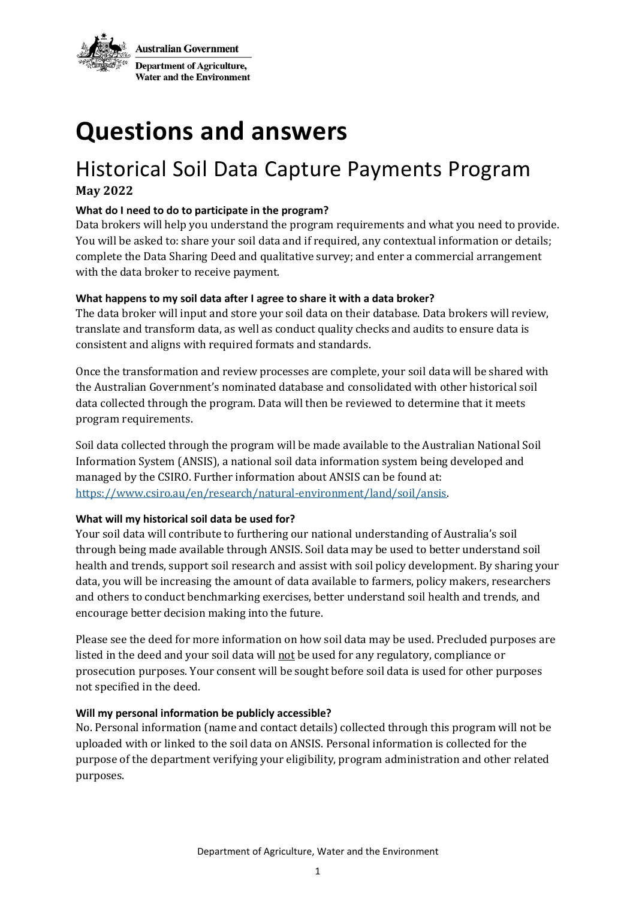Australian Government

Department of Agriculture, Water and the Environment

# Questions and answers

## Historical Soil Data Capture Payments Program

**May 2022**

### What do I need to do to participate in the program?

Data brokers will help you understand the program requirements and what you need to provide. You will be asked to: share your soil data and if required, any contextual information or details; complete the Data Sharing Deed and qualitative survey; and enter a commercial arrangement with the data broker to receive payment.

### What happens to my soil data after I agree to share it with a data broker?

The data broker will input and store your soil data on their database. Data brokers will review, translate and transform data, as well as conduct quality checks and audits to ensure data is consistent and aligns with required formats and standards.

Once the transformation and review processes are complete, your soil data will be shared with the Australian Government's nominated database and consolidated with other historical soil data collected through the program. Data will then be reviewed to determine that it meets program requirements.

Soil data collected through the program will be made available to the Australian National Soil Information System (ANSIS), a national soil data information system being developed and managed by the CSIRO. Further information about ANSIS can be found at: [https://www.csiro.au/en/research/natural-environment/land/soil/ansis](https://www.csiro.au/en/research/natural-environment/land/soil/ansis).

### What will my historical soil data be used for?

Your soil data will contribute to furthering our national understanding of Australia's soil through being made available through ANSIS. Soil data may be used to better understand soil health and trends, support soil research and assist with soil policy development. By sharing your data, you will be increasing the amount of data available to farmers, policy makers, researchers and others to conduct benchmarking exercises, better understand soil health and trends, and encourage better decision making into the future.

Please see the deed for more information on how soil data may be used. Precluded purposes are listed in the deed and your soil data will <u>not</u> be used for any regulatory, compliance or prosecution purposes. Your consent will be sought before soil data is used for other purposes not specified in the deed.

### Will my personal information be publicly accessible?

No. Personal information (name and contact details) collected through this program will not be uploaded with or linked to the soil data on ANSIS. Personal information is collected for the purpose of the department verifying your eligibility, program administration and other related purposes.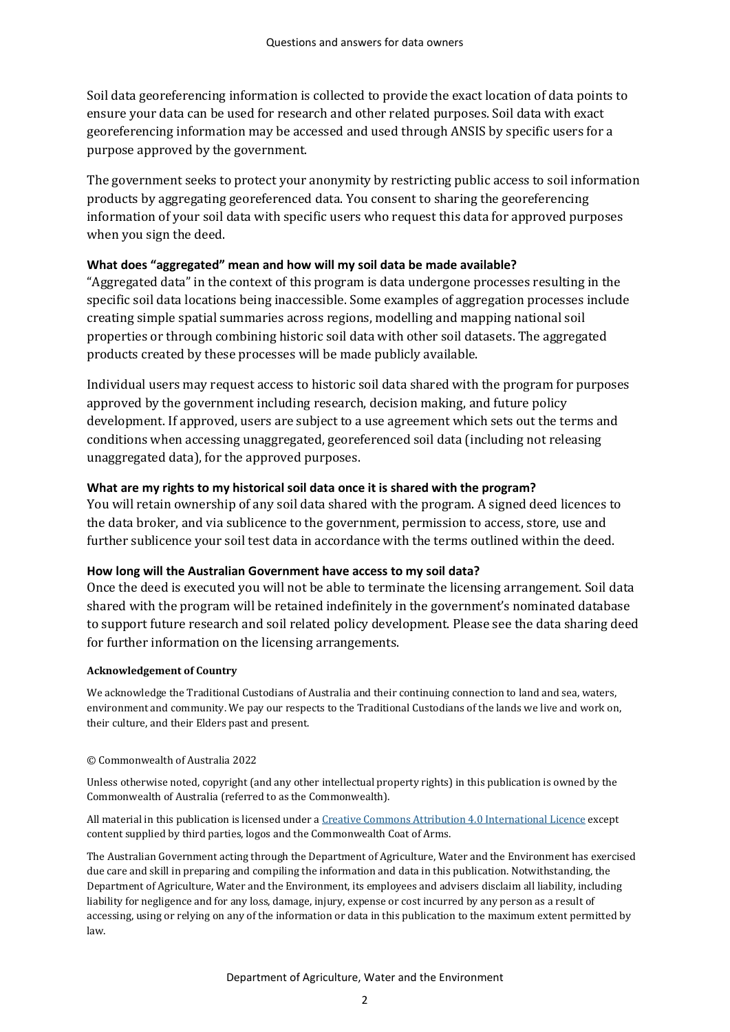Soil data georeferencing information is collected to provide the exact location of data points to ensure your data can be used for research and other related purposes. Soil data with exact georeferencing information may be accessed and used through ANSIS by specific users for a purpose approved by the government.

The government seeks to protect your anonymity by restricting public access to soil information products by aggregating georeferenced data. You consent to sharing the georeferencing information of your soil data with specific users who request this data for approved purposes when you sign the deed.

**What does "aggregated" mean and how will my soil data be made available?**

"Aggregated data" in the context of this program is data undergone processes resulting in the specific soil data locations being inaccessible. Some examples of aggregation processes include creating simple spatial summaries across regions, modelling and mapping national soil properties or through combining historic soil data with other soil datasets. The aggregated products created by these processes will be made publicly available.

Individual users may request access to historic soil data shared with the program for purposes approved by the government including research, decision making, and future policy development. If approved, users are subject to a use agreement which sets out the terms and conditions when accessing unaggregated, georeferenced soil data (including not releasing unaggregated data), for the approved purposes.

**What are my rights to my historical soil data once it is shared with the program?**

You will retain ownership of any soil data shared with the program. A signed deed licences to the data broker, and via sublicence to the government, permission to access, store, use and further sublicence your soil test data in accordance with the terms outlined within the deed.

**How long will the Australian Government have access to my soil data?**

Once the deed is executed you will not be able to terminate the licensing arrangement. Soil data shared with the program will be retained indefinitely in the government's nominated database to support future research and soil related policy development. Please see the data sharing deed for further information on the licensing arrangements.

**Acknowledgement of Country**

We acknowledge the Traditional Custodians of Australia and their continuing connection to land and sea, waters, environment and community. We pay our respects to the Traditional Custodians of the lands we live and work on, their culture, and their Elders past and present.

© Commonwealth of Australia 2022

Unless otherwise noted, copyright (and any other intellectual property rights) in this publication is owned by the Commonwealth of Australia (referred to as the Commonwealth).

All material in this publication is licensed under a Creative Commons Attribution 4.0 International Licence except content supplied by third parties, logos and the Commonwealth Coat of Arms.

The Australian Government acting through the Department of Agriculture, Water and the Environment has exercised due care and skill in preparing and compiling the information and data in this publication. Notwithstanding, the Department of Agriculture, Water and the Environment, its employees and advisers disclaim all liability, including liability for negligence and for any loss, damage, injury, expense or cost incurred by any person as a result of accessing, using or relying on any of the information or data in this publication to the maximum extent permitted by law.